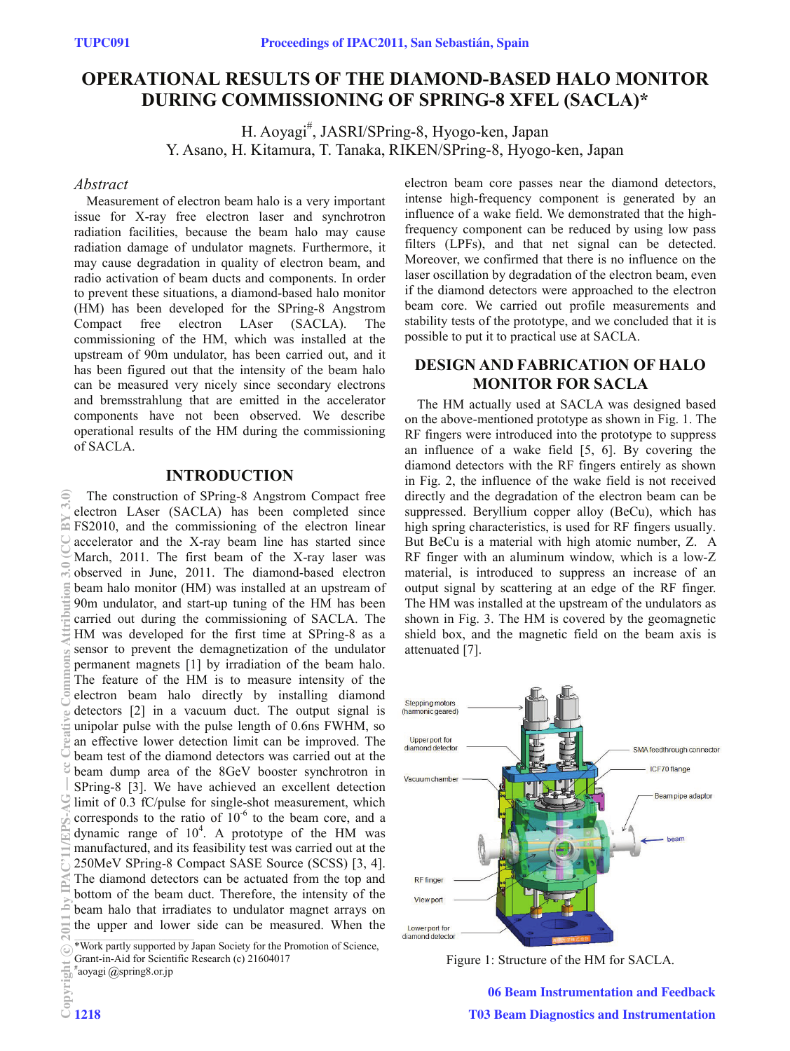# OPERATIONAL RESULTS OF THE DIAMOND-BASED HALO MONITOR DURING COMMISSIONING OF SPRING-8 XFEL (SACLA)*

H. Aoyagi[#], JASRI/SPring-8, Hyogo-ken, Japan
Y. Asano, H. Kitamura, T. Tanaka, RIKEN/SPring-8, Hyogo-ken, Japan

## *Abstract*

Measurement of electron beam halo is a very important issue for X-ray free electron laser and synchrotron radiation facilities, because the beam halo may cause radiation damage of undulator magnets. Furthermore, it may cause degradation in quality of electron beam, and radio activation of beam ducts and components. In order to prevent these situations, a diamond-based halo monitor (HM) has been developed for the SPring-8 Angstrom Compact free electron LAser (SACLA). The commissioning of the HM, which was installed at the upstream of 90m undulator, has been carried out, and it has been figured out that the intensity of the beam halo can be measured very nicely since secondary electrons and bremsstrahlung that are emitted in the accelerator components have not been observed. We describe operational results of the HM during the commissioning of SACLA.

## INTRODUCTION

The construction of SPring-8 Angstrom Compact free electron LAser (SACLA) has been completed since FS2010, and the commissioning of the electron linear accelerator and the X-ray beam line has started since March, 2011. The first beam of the X-ray laser was observed in June, 2011. The diamond-based electron beam halo monitor (HM) was installed at an upstream of 90m undulator, and start-up tuning of the HM has been carried out during the commissioning of SACLA. The HM was developed for the first time at SPring-8 as a sensor to prevent the demagnetization of the undulator permanent magnets [1] by irradiation of the beam halo. The feature of the HM is to measure intensity of the electron beam halo directly by installing diamond detectors [2] in a vacuum duct. The output signal is unipolar pulse with the pulse length of 0.6ns FWHM, so an effective lower detection limit can be improved. The beam test of the diamond detectors was carried out at the beam dump area of the 8GeV booster synchrotron in SPring-8 [3]. We have achieved an excellent detection limit of 0.3 fC/pulse for single-shot measurement, which corresponds to the ratio of $10^{-6}$ to the beam core, and a dynamic range of $10^{4}$. A prototype of the HM was manufactured, and its feasibility test was carried out at the 250MeV SPring-8 Compact SASE Source (SCSS) [3, 4]. The diamond detectors can be actuated from the top and bottom of the beam duct. Therefore, the intensity of the beam halo that irradiates to undulator magnet arrays on the upper and lower side can be measured. When the electron beam core passes near the diamond detectors, intense high-frequency component is generated by an influence of a wake field. We demonstrated that the high-frequency component can be reduced by using low pass filters (LPFs), and that net signal can be detected. Moreover, we confirmed that there is no influence on the laser oscillation by degradation of the electron beam, even if the diamond detectors were approached to the electron beam core. We carried out profile measurements and stability tests of the prototype, and we concluded that it is possible to put it to practical use at SACLA.

## DESIGN AND FABRICATION OF HALO MONITOR FOR SACLA

The HM actually used at SACLA was designed based on the above-mentioned prototype as shown in Fig. 1. The RF fingers were introduced into the prototype to suppress an influence of a wake field [5, 6]. By covering the diamond detectors with the RF fingers entirely as shown in Fig. 2, the influence of the wake field is not received directly and the degradation of the electron beam can be suppressed. Beryllium copper alloy (BeCu), which has high spring characteristics, is used for RF fingers usually. But BeCu is a material with high atomic number, Z. A RF finger with an aluminum window, which is a low-Z material, is introduced to suppress an increase of an output signal by scattering at an edge of the RF finger. The HM was installed at the upstream of the undulators as shown in Fig. 3. The HM is covered by the geomagnetic shield box, and the magnetic field on the beam axis is attenuated [7].

Figure 1: Structure of the HM for SACLA.

*Work partly supported by Japan Society for the Promotion of Science, Grant-in-Aid for Scientific Research (c) 21604017
[#]aoyagi @spring8.or.jp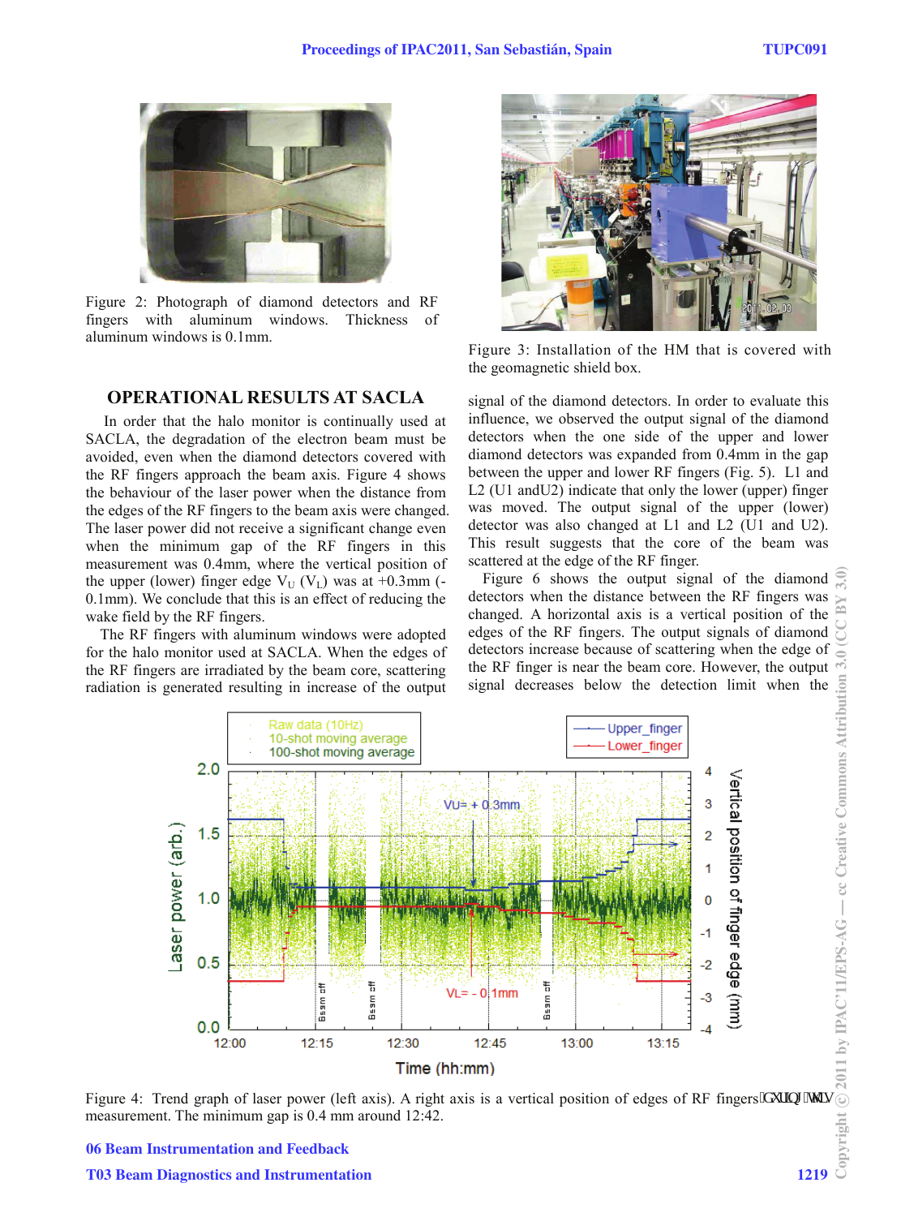Figure 2: Photograph of diamond detectors and RF fingers with aluminum windows. Thickness of aluminum windows is 0.1mm.

Figure 3: Installation of the HM that is covered with the geomagnetic shield box.

## OPERATIONAL RESULTS AT SACLA

In order that the halo monitor is continually used at SACLA, the degradation of the electron beam must be avoided, even when the diamond detectors covered with the RF fingers approach the beam axis. Figure 4 shows the behaviour of the laser power when the distance from the edges of the RF fingers to the beam axis were changed. The laser power did not receive a significant change even when the minimum gap of the RF fingers in this measurement was 0.4mm, where the vertical position of the upper (lower) finger edge $V_U$ ($V_L$) was at +0.3mm (-0.1mm). We conclude that this is an effect of reducing the wake field by the RF fingers.

The RF fingers with aluminum windows were adopted for the halo monitor used at SACLA. When the edges of the RF fingers are irradiated by the beam core, scattering radiation is generated resulting in increase of the output signal of the diamond detectors. In order to evaluate this influence, we observed the output signal of the diamond detectors when the one side of the upper and lower diamond detectors was expanded from 0.4mm in the gap between the upper and lower RF fingers (Fig. 5). L1 and L2 (U1 andU2) indicate that only the lower (upper) finger was moved. The output signal of the upper (lower) detector was also changed at L1 and L2 (U1 and U2). This result suggests that the core of the beam was scattered at the edge of the RF finger.

Figure 6 shows the output signal of the diamond detectors when the distance between the RF fingers was changed. A horizontal axis is a vertical position of the edges of the RF fingers. The output signals of diamond detectors increase because of scattering when the edge of the RF finger is near the beam core. However, the output signal decreases below the detection limit when the

Figure 4: Trend graph of laser power (left axis). A right axis is a vertical position of edges of RF fingers during this measurement. The minimum gap is 0.4 mm around 12:42.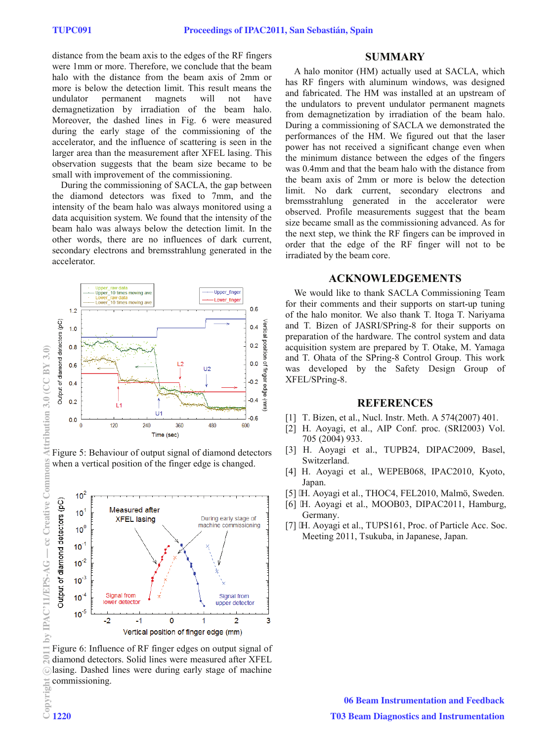distance from the beam axis to the edges of the RF fingers were 1mm or more. Therefore, we conclude that the beam halo with the distance from the beam axis of 2mm or more is below the detection limit. This result means the undulator permanent magnets will not have demagnetization by irradiation of the beam halo. Moreover, the dashed lines in Fig. 6 were measured during the early stage of the commissioning of the accelerator, and the influence of scattering is seen in the larger area than the measurement after XFEL lasing. This observation suggests that the beam size became to be small with improvement of the commissioning.

During the commissioning of SACLA, the gap between the diamond detectors was fixed to 7mm, and the intensity of the beam halo was always monitored using a data acquisition system. We found that the intensity of the beam halo was always below the detection limit. In the other words, there are no influences of dark current, secondary electrons and bremsstrahlung generated in the accelerator.

Upper_raw data
Upper_10 times moving ave
Lower_raw data
Lower_10 times moving ave
Upper_finger
Lower_finger
Output of diamond detectors (pC)
Vertical position of finger edge (mm)
Time (sec)
L1
L2
U1
U2

Figure 5: Behaviour of output signal of diamond detectors when a vertical position of the finger edge is changed.

Measured after XFEL lasing
During early stage of machine commissioning
Signal from lower detector
Signal from upper detector
Output of diamond detectors (pC)
Vertical position of finger edge (mm)

Figure 6: Influence of RF finger edges on output signal of diamond detectors. Solid lines were measured after XFEL lasing. Dashed lines were during early stage of machine commissioning.

## SUMMARY

A halo monitor (HM) actually used at SACLA, which has RF fingers with aluminum windows, was designed and fabricated. The HM was installed at an upstream of the undulators to prevent undulator permanent magnets from demagnetization by irradiation of the beam halo. During a commissioning of SACLA we demonstrated the performances of the HM. We figured out that the laser power has not received a significant change even when the minimum distance between the edges of the fingers was 0.4mm and that the beam halo with the distance from the beam axis of 2mm or more is below the detection limit. No dark current, secondary electrons and bremsstrahlung generated in the accelerator were observed. Profile measurements suggest that the beam size became small as the commissioning advanced. As for the next step, we think the RF fingers can be improved in order that the edge of the RF finger will not to be irradiated by the beam core.

## ACKNOWLEDGEMENTS

We would like to thank SACLA Commissioning Team for their comments and their supports on start-up tuning of the halo monitor. We also thank T. Itoga T. Nariyama and T. Bizen of JASRI/SPring-8 for their supports on preparation of the hardware. The control system and data acquisition system are prepared by T. Otake, M. Yamaga and T. Ohata of the SPring-8 Control Group. This work was developed by the Safety Design Group of XFEL/SPring-8.

## REFERENCES

[1] T. Bizen, et al., Nucl. Instr. Meth. A 574(2007) 401.
[2] H. Aoyagi, et al., AIP Conf. proc. (SRI2003) Vol. 705 (2004) 933.
[3] H. Aoyagi et al., TUPB24, DIPAC2009, Basel, Switzerland.
[4] H. Aoyagi et al., WEPEB068, IPAC2010, Kyoto, Japan.
[5] H. Aoyagi et al., THOC4, FEL2010, Malmö, Sweden.
[6] H. Aoyagi et al., MOOB03, DIPAC2011, Hamburg, Germany.
[7] H. Aoyagi et al., TUPS161, Proc. of Particle Acc. Soc. Meeting 2011, Tsukuba, in Japanese, Japan.